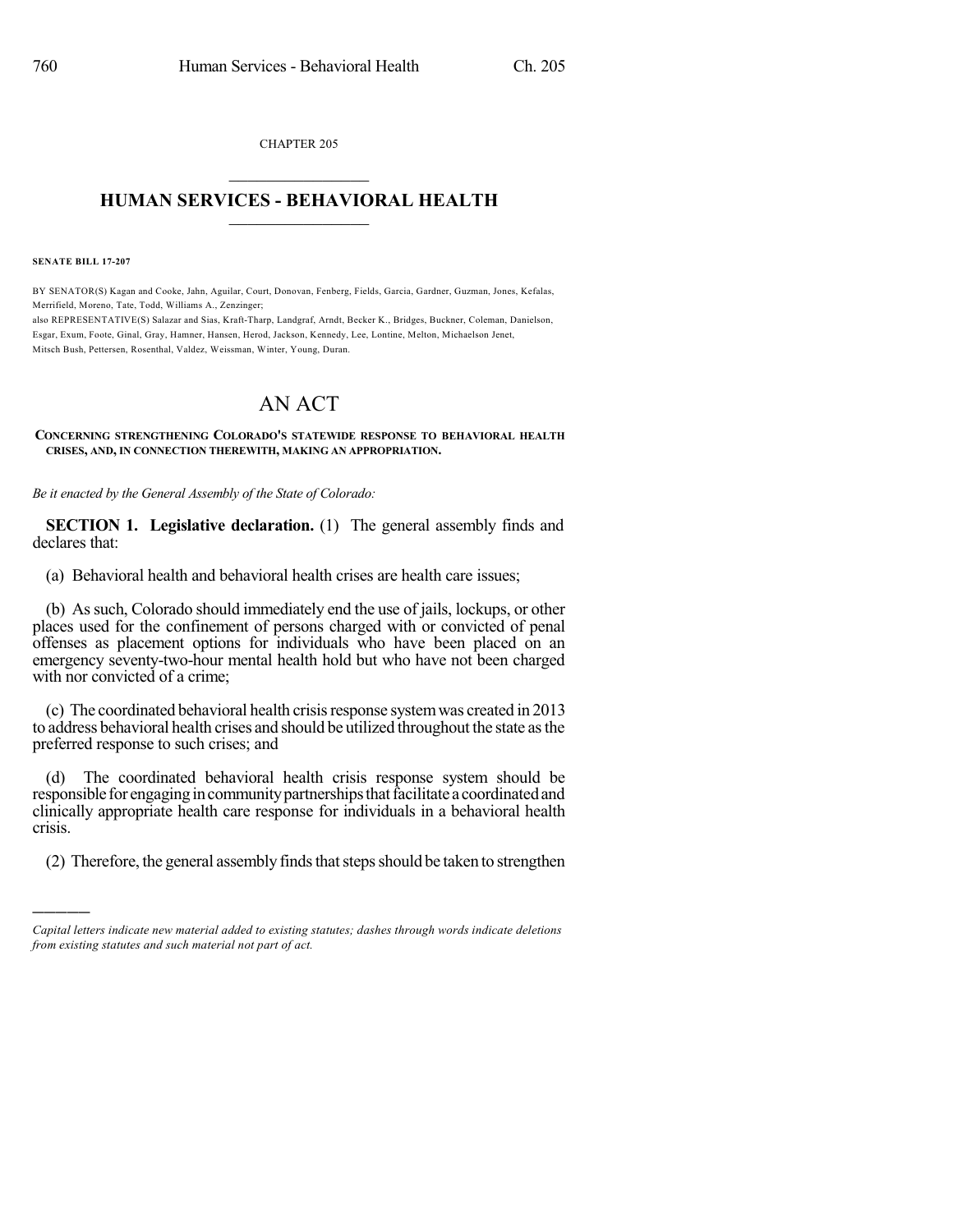CHAPTER 205

# HUMAN SERVICES - BEHAVIORAL HEALTH

**SENATE BILL 17-207**

BY SENATOR(S) Kagan and Cooke, Jahn, Aguilar, Court, Donovan, Fenberg, Fields, Garcia, Gardner, Guzman, Jones, Kefalas, Merrifield, Moreno, Tate, Todd, Williams A., Zenzinger;
also REPRESENTATIVE(S) Salazar and Sias, Kraft-Tharp, Landgraf, Arndt, Becker K., Bridges, Buckner, Coleman, Danielson, Esgar, Exum, Foote, Ginal, Gray, Hamner, Hansen, Herod, Jackson, Kennedy, Lee, Lontine, Melton, Michaelson Jenet, Mitsch Bush, Pettersen, Rosenthal, Valdez, Weissman, Winter, Young, Duran.

# AN ACT

**CONCERNING STRENGTHENING COLORADO'S STATEWIDE RESPONSE TO BEHAVIORAL HEALTH CRISES, AND, IN CONNECTION THEREWITH, MAKING AN APPROPRIATION.**

*Be it enacted by the General Assembly of the State of Colorado:*

**SECTION 1. Legislative declaration.** (1) The general assembly finds and declares that:

(a) Behavioral health and behavioral health crises are health care issues;

(b) As such, Colorado should immediately end the use of jails, lockups, or other places used for the confinement of persons charged with or convicted of penal offenses as placement options for individuals who have been placed on an emergency seventy-two-hour mental health hold but who have not been charged with nor convicted of a crime;

(c) The coordinated behavioral health crisis response system was created in 2013 to address behavioral health crises and should be utilized throughout the state as the preferred response to such crises; and

(d) The coordinated behavioral health crisis response system should be responsible for engaging in community partnerships that facilitate a coordinated and clinically appropriate health care response for individuals in a behavioral health crisis.

(2) Therefore, the general assembly finds that steps should be taken to strengthen

*Capital letters indicate new material added to existing statutes; dashes through words indicate deletions from existing statutes and such material not part of act.*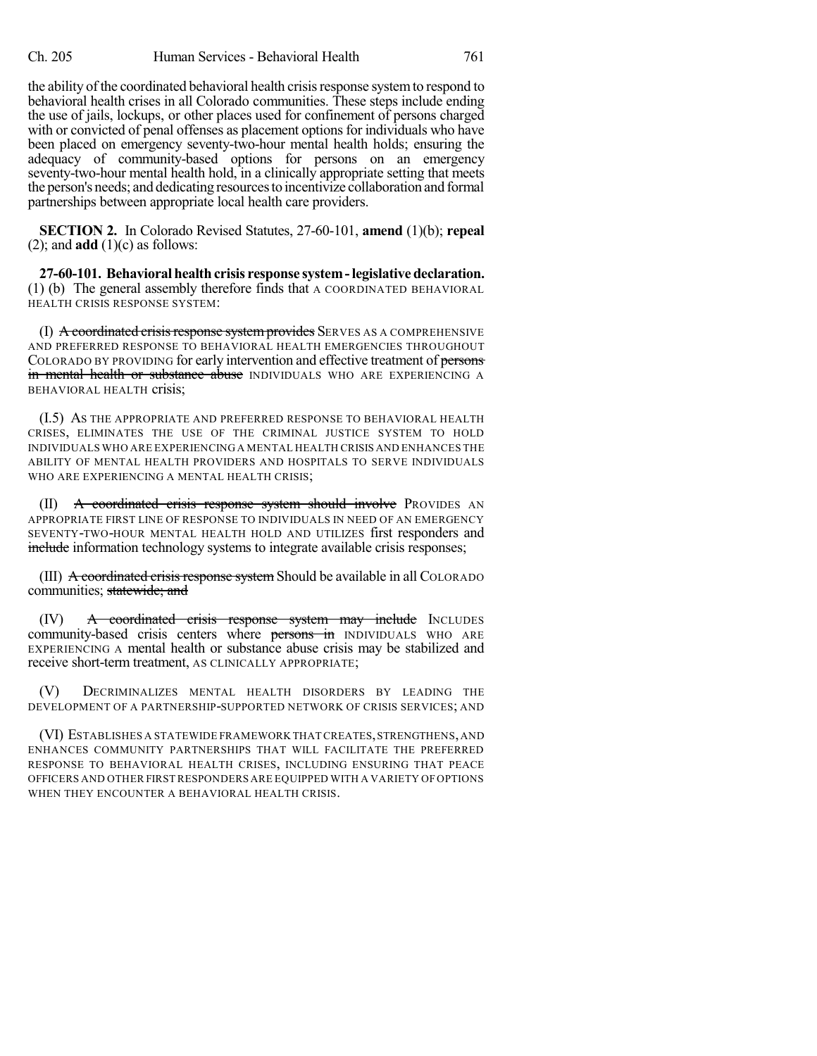the ability of the coordinated behavioral health crisis response system to respond to behavioral health crises in all Colorado communities. These steps include ending the use of jails, lockups, or other places used for confinement of persons charged with or convicted of penal offenses as placement options for individuals who have been placed on emergency seventy-two-hour mental health holds; ensuring the adequacy of community-based options for persons on an emergency seventy-two-hour mental health hold, in a clinically appropriate setting that meets the person's needs; and dedicating resources to incentivize collaboration and formal partnerships between appropriate local health care providers.

**SECTION 2.** In Colorado Revised Statutes, 27-60-101, **amend** (1)(b); **repeal** (2); and **add** (1)(c) as follows:

**27-60-101. Behavioral health crisis response system - legislative declaration.** (1) (b) The general assembly therefore finds that A COORDINATED BEHAVIORAL HEALTH CRISIS RESPONSE SYSTEM:

(I) ~~A coordinated crisis response system provides~~ SERVES AS A COMPREHENSIVE AND PREFERRED RESPONSE TO BEHAVIORAL HEALTH EMERGENCIES THROUGHOUT COLORADO BY PROVIDING for early intervention and effective treatment of ~~persons in mental health or substance abuse~~ INDIVIDUALS WHO ARE EXPERIENCING A BEHAVIORAL HEALTH crisis;

(I.5) AS THE APPROPRIATE AND PREFERRED RESPONSE TO BEHAVIORAL HEALTH CRISES, ELIMINATES THE USE OF THE CRIMINAL JUSTICE SYSTEM TO HOLD INDIVIDUALS WHO ARE EXPERIENCING A MENTAL HEALTH CRISIS AND ENHANCES THE ABILITY OF MENTAL HEALTH PROVIDERS AND HOSPITALS TO SERVE INDIVIDUALS WHO ARE EXPERIENCING A MENTAL HEALTH CRISIS;

(II) ~~A coordinated crisis response system should involve~~ PROVIDES AN APPROPRIATE FIRST LINE OF RESPONSE TO INDIVIDUALS IN NEED OF AN EMERGENCY SEVENTY-TWO-HOUR MENTAL HEALTH HOLD AND UTILIZES first responders and ~~include~~ information technology systems to integrate available crisis responses;

(III) ~~A coordinated crisis response system~~ Should be available in all COLORADO communities; ~~statewide; and~~

(IV) ~~A coordinated crisis response system may include~~ INCLUDES community-based crisis centers where ~~persons in~~ INDIVIDUALS WHO ARE EXPERIENCING A mental health or substance abuse crisis may be stabilized and receive short-term treatment, AS CLINICALLY APPROPRIATE;

(V) DECRIMINALIZES MENTAL HEALTH DISORDERS BY LEADING THE DEVELOPMENT OF A PARTNERSHIP-SUPPORTED NETWORK OF CRISIS SERVICES; AND

(VI) ESTABLISHES A STATEWIDE FRAMEWORK THAT CREATES, STRENGTHENS, AND ENHANCES COMMUNITY PARTNERSHIPS THAT WILL FACILITATE THE PREFERRED RESPONSE TO BEHAVIORAL HEALTH CRISES, INCLUDING ENSURING THAT PEACE OFFICERS AND OTHER FIRST RESPONDERS ARE EQUIPPED WITH A VARIETY OF OPTIONS WHEN THEY ENCOUNTER A BEHAVIORAL HEALTH CRISIS.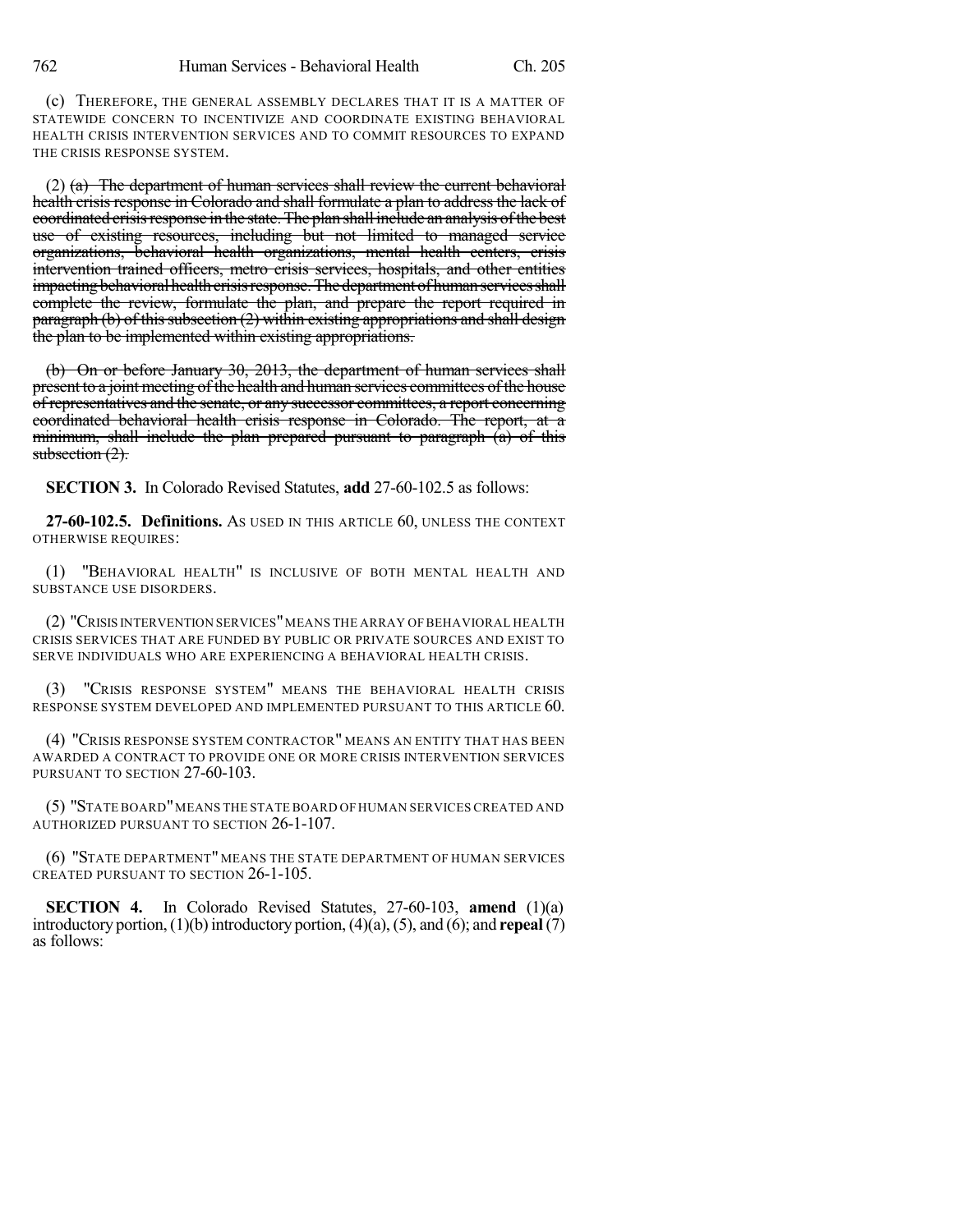(c) THEREFORE, THE GENERAL ASSEMBLY DECLARES THAT IT IS A MATTER OF STATEWIDE CONCERN TO INCENTIVIZE AND COORDINATE EXISTING BEHAVIORAL HEALTH CRISIS INTERVENTION SERVICES AND TO COMMIT RESOURCES TO EXPAND THE CRISIS RESPONSE SYSTEM.

(2) ~~(a) The department of human services shall review the current behavioral health crisis response in Colorado and shall formulate a plan to address the lack of coordinated crisis response in the state. The plan shall include an analysis of the best use of existing resources, including but not limited to managed service organizations, behavioral health organizations, mental health centers, crisis intervention trained officers, metro crisis services, hospitals, and other entities impacting behavioral health crisis response. The department of human services shall complete the review, formulate the plan, and prepare the report required in paragraph (b) of this subsection (2) within existing appropriations and shall design the plan to be implemented within existing appropriations.~~

~~(b) On or before January 30, 2013, the department of human services shall present to a joint meeting of the health and human services committees of the house of representatives and the senate, or any successor committees, a report concerning coordinated behavioral health crisis response in Colorado. The report, at a minimum, shall include the plan prepared pursuant to paragraph (a) of this subsection (2).~~

**SECTION 3.** In Colorado Revised Statutes, **add** 27-60-102.5 as follows:

**27-60-102.5. Definitions.** AS USED IN THIS ARTICLE 60, UNLESS THE CONTEXT OTHERWISE REQUIRES:

(1) "BEHAVIORAL HEALTH" IS INCLUSIVE OF BOTH MENTAL HEALTH AND SUBSTANCE USE DISORDERS.

(2) "CRISIS INTERVENTION SERVICES" MEANS THE ARRAY OF BEHAVIORAL HEALTH CRISIS SERVICES THAT ARE FUNDED BY PUBLIC OR PRIVATE SOURCES AND EXIST TO SERVE INDIVIDUALS WHO ARE EXPERIENCING A BEHAVIORAL HEALTH CRISIS.

(3) "CRISIS RESPONSE SYSTEM" MEANS THE BEHAVIORAL HEALTH CRISIS RESPONSE SYSTEM DEVELOPED AND IMPLEMENTED PURSUANT TO THIS ARTICLE 60.

(4) "CRISIS RESPONSE SYSTEM CONTRACTOR" MEANS AN ENTITY THAT HAS BEEN AWARDED A CONTRACT TO PROVIDE ONE OR MORE CRISIS INTERVENTION SERVICES PURSUANT TO SECTION 27-60-103.

(5) "STATE BOARD" MEANS THE STATE BOARD OF HUMAN SERVICES CREATED AND AUTHORIZED PURSUANT TO SECTION 26-1-107.

(6) "STATE DEPARTMENT" MEANS THE STATE DEPARTMENT OF HUMAN SERVICES CREATED PURSUANT TO SECTION 26-1-105.

**SECTION 4.** In Colorado Revised Statutes, 27-60-103, **amend** (1)(a) introductory portion, (1)(b) introductory portion, (4)(a), (5), and (6); and **repeal** (7) as follows: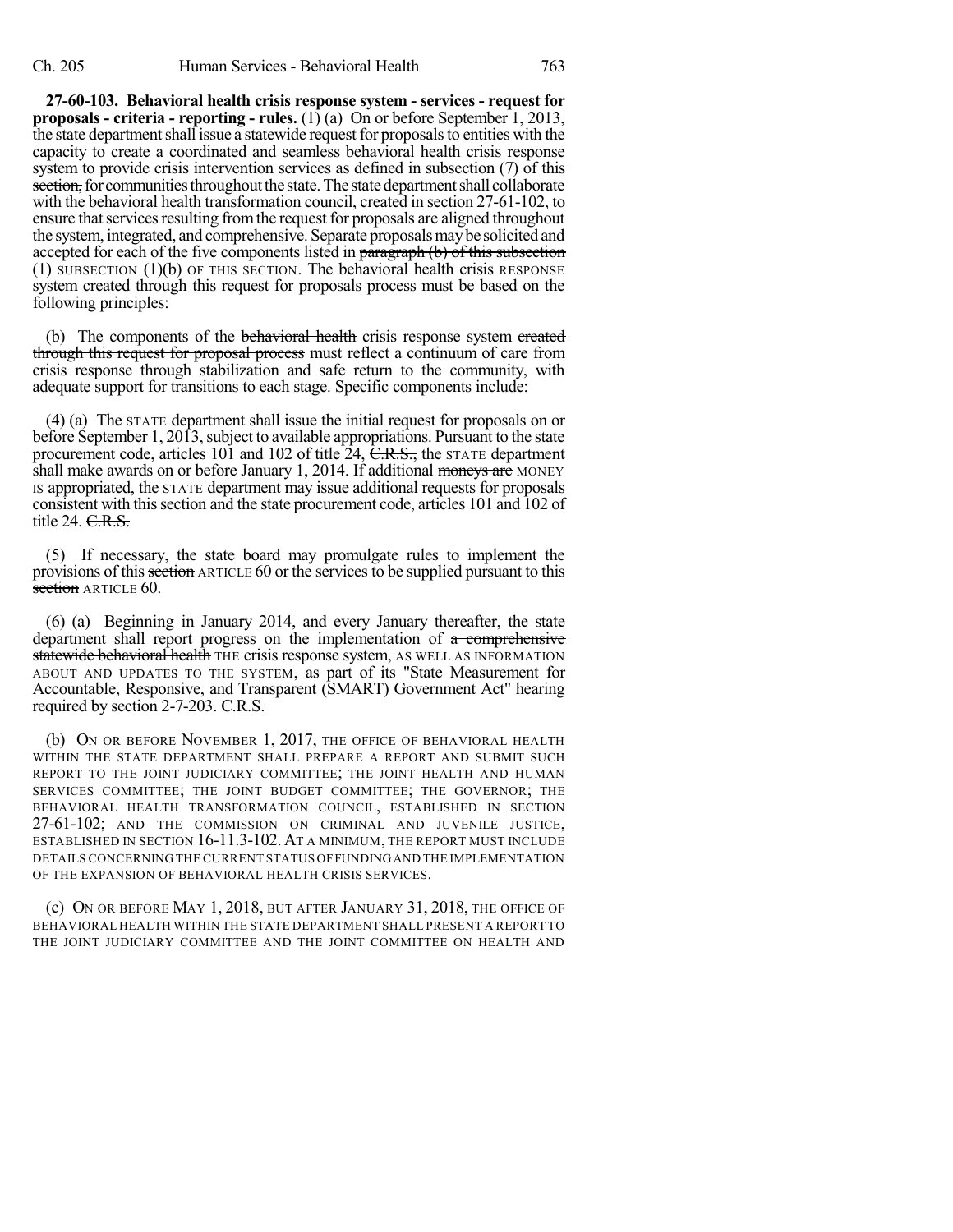**27-60-103. Behavioral health crisis response system - services - request for proposals - criteria - reporting - rules.** (1) (a) On or before September 1, 2013, the state department shall issue a statewide request for proposals to entities with the capacity to create a coordinated and seamless behavioral health crisis response system to provide crisis intervention services ~~as defined in subsection (7) of this section,~~ for communities throughout the state. The state department shall collaborate with the behavioral health transformation council, created in section 27-61-102, to ensure that services resulting from the request for proposals are aligned throughout the system, integrated, and comprehensive. Separate proposals may be solicited and accepted for each of the five components listed in ~~paragraph (b) of this subsection (1)~~ SUBSECTION (1)(b) OF THIS SECTION. The ~~behavioral health~~ crisis RESPONSE system created through this request for proposals process must be based on the following principles:

(b) The components of the ~~behavioral health~~ crisis response system ~~created through this request for proposal process~~ must reflect a continuum of care from crisis response through stabilization and safe return to the community, with adequate support for transitions to each stage. Specific components include:

(4) (a) The STATE department shall issue the initial request for proposals on or before September 1, 2013, subject to available appropriations. Pursuant to the state procurement code, articles 101 and 102 of title 24, ~~C.R.S.,~~ the STATE department shall make awards on or before January 1, 2014. If additional ~~moneys are~~ MONEY IS appropriated, the STATE department may issue additional requests for proposals consistent with this section and the state procurement code, articles 101 and 102 of title 24. ~~C.R.S.~~

(5) If necessary, the state board may promulgate rules to implement the provisions of this ~~section~~ ARTICLE 60 or the services to be supplied pursuant to this ~~section~~ ARTICLE 60.

(6) (a) Beginning in January 2014, and every January thereafter, the state department shall report progress on the implementation of ~~a comprehensive statewide behavioral health~~ THE crisis response system, AS WELL AS INFORMATION ABOUT AND UPDATES TO THE SYSTEM, as part of its "State Measurement for Accountable, Responsive, and Transparent (SMART) Government Act" hearing required by section 2-7-203. ~~C.R.S.~~

(b) ON OR BEFORE NOVEMBER 1, 2017, THE OFFICE OF BEHAVIORAL HEALTH WITHIN THE STATE DEPARTMENT SHALL PREPARE A REPORT AND SUBMIT SUCH REPORT TO THE JOINT JUDICIARY COMMITTEE; THE JOINT HEALTH AND HUMAN SERVICES COMMITTEE; THE JOINT BUDGET COMMITTEE; THE GOVERNOR; THE BEHAVIORAL HEALTH TRANSFORMATION COUNCIL, ESTABLISHED IN SECTION 27-61-102; AND THE COMMISSION ON CRIMINAL AND JUVENILE JUSTICE, ESTABLISHED IN SECTION 16-11.3-102. AT A MINIMUM, THE REPORT MUST INCLUDE DETAILS CONCERNING THE CURRENT STATUS OF FUNDING AND THE IMPLEMENTATION OF THE EXPANSION OF BEHAVIORAL HEALTH CRISIS SERVICES.

(c) ON OR BEFORE MAY 1, 2018, BUT AFTER JANUARY 31, 2018, THE OFFICE OF BEHAVIORAL HEALTH WITHIN THE STATE DEPARTMENT SHALL PRESENT A REPORT TO THE JOINT JUDICIARY COMMITTEE AND THE JOINT COMMITTEE ON HEALTH AND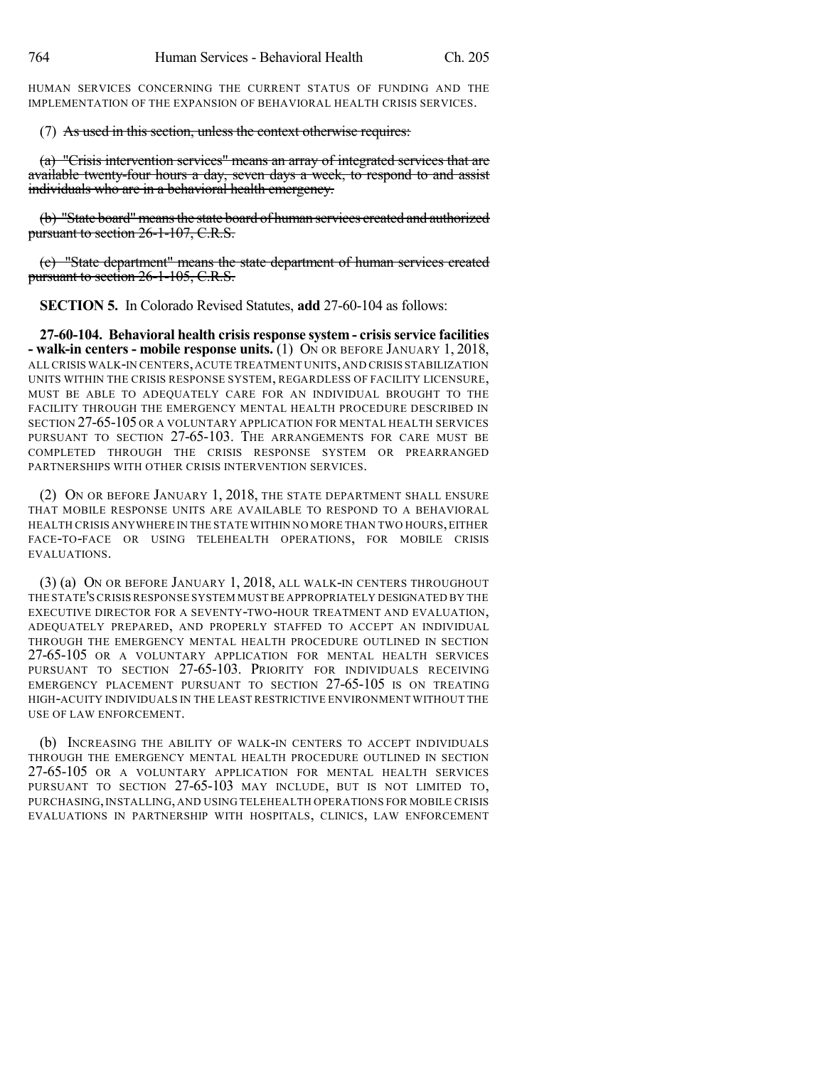HUMAN SERVICES CONCERNING THE CURRENT STATUS OF FUNDING AND THE IMPLEMENTATION OF THE EXPANSION OF BEHAVIORAL HEALTH CRISIS SERVICES.

(7) ~~As used in this section, unless the context otherwise requires:~~

~~(a) "Crisis intervention services" means an array of integrated services that are available twenty-four hours a day, seven days a week, to respond to and assist individuals who are in a behavioral health emergency.~~

~~(b) "State board" means the state board of human services created and authorized pursuant to section 26-1-107, C.R.S.~~

~~(c) "State department" means the state department of human services created pursuant to section 26-1-105, C.R.S.~~

**SECTION 5.** In Colorado Revised Statutes, **add** 27-60-104 as follows:

**27-60-104. Behavioral health crisis response system - crisis service facilities - walk-in centers - mobile response units.** (1) ON OR BEFORE JANUARY 1, 2018, ALL CRISIS WALK-IN CENTERS, ACUTE TREATMENT UNITS, AND CRISIS STABILIZATION UNITS WITHIN THE CRISIS RESPONSE SYSTEM, REGARDLESS OF FACILITY LICENSURE, MUST BE ABLE TO ADEQUATELY CARE FOR AN INDIVIDUAL BROUGHT TO THE FACILITY THROUGH THE EMERGENCY MENTAL HEALTH PROCEDURE DESCRIBED IN SECTION 27-65-105 OR A VOLUNTARY APPLICATION FOR MENTAL HEALTH SERVICES PURSUANT TO SECTION 27-65-103. THE ARRANGEMENTS FOR CARE MUST BE COMPLETED THROUGH THE CRISIS RESPONSE SYSTEM OR PREARRANGED PARTNERSHIPS WITH OTHER CRISIS INTERVENTION SERVICES.

(2) ON OR BEFORE JANUARY 1, 2018, THE STATE DEPARTMENT SHALL ENSURE THAT MOBILE RESPONSE UNITS ARE AVAILABLE TO RESPOND TO A BEHAVIORAL HEALTH CRISIS ANYWHERE IN THE STATE WITHIN NO MORE THAN TWO HOURS, EITHER FACE-TO-FACE OR USING TELEHEALTH OPERATIONS, FOR MOBILE CRISIS EVALUATIONS.

(3) (a) ON OR BEFORE JANUARY 1, 2018, ALL WALK-IN CENTERS THROUGHOUT THE STATE'S CRISIS RESPONSE SYSTEM MUST BE APPROPRIATELY DESIGNATED BY THE EXECUTIVE DIRECTOR FOR A SEVENTY-TWO-HOUR TREATMENT AND EVALUATION, ADEQUATELY PREPARED, AND PROPERLY STAFFED TO ACCEPT AN INDIVIDUAL THROUGH THE EMERGENCY MENTAL HEALTH PROCEDURE OUTLINED IN SECTION 27-65-105 OR A VOLUNTARY APPLICATION FOR MENTAL HEALTH SERVICES PURSUANT TO SECTION 27-65-103. PRIORITY FOR INDIVIDUALS RECEIVING EMERGENCY PLACEMENT PURSUANT TO SECTION 27-65-105 IS ON TREATING HIGH-ACUITY INDIVIDUALS IN THE LEAST RESTRICTIVE ENVIRONMENT WITHOUT THE USE OF LAW ENFORCEMENT.

(b) INCREASING THE ABILITY OF WALK-IN CENTERS TO ACCEPT INDIVIDUALS THROUGH THE EMERGENCY MENTAL HEALTH PROCEDURE OUTLINED IN SECTION 27-65-105 OR A VOLUNTARY APPLICATION FOR MENTAL HEALTH SERVICES PURSUANT TO SECTION 27-65-103 MAY INCLUDE, BUT IS NOT LIMITED TO, PURCHASING, INSTALLING, AND USING TELEHEALTH OPERATIONS FOR MOBILE CRISIS EVALUATIONS IN PARTNERSHIP WITH HOSPITALS, CLINICS, LAW ENFORCEMENT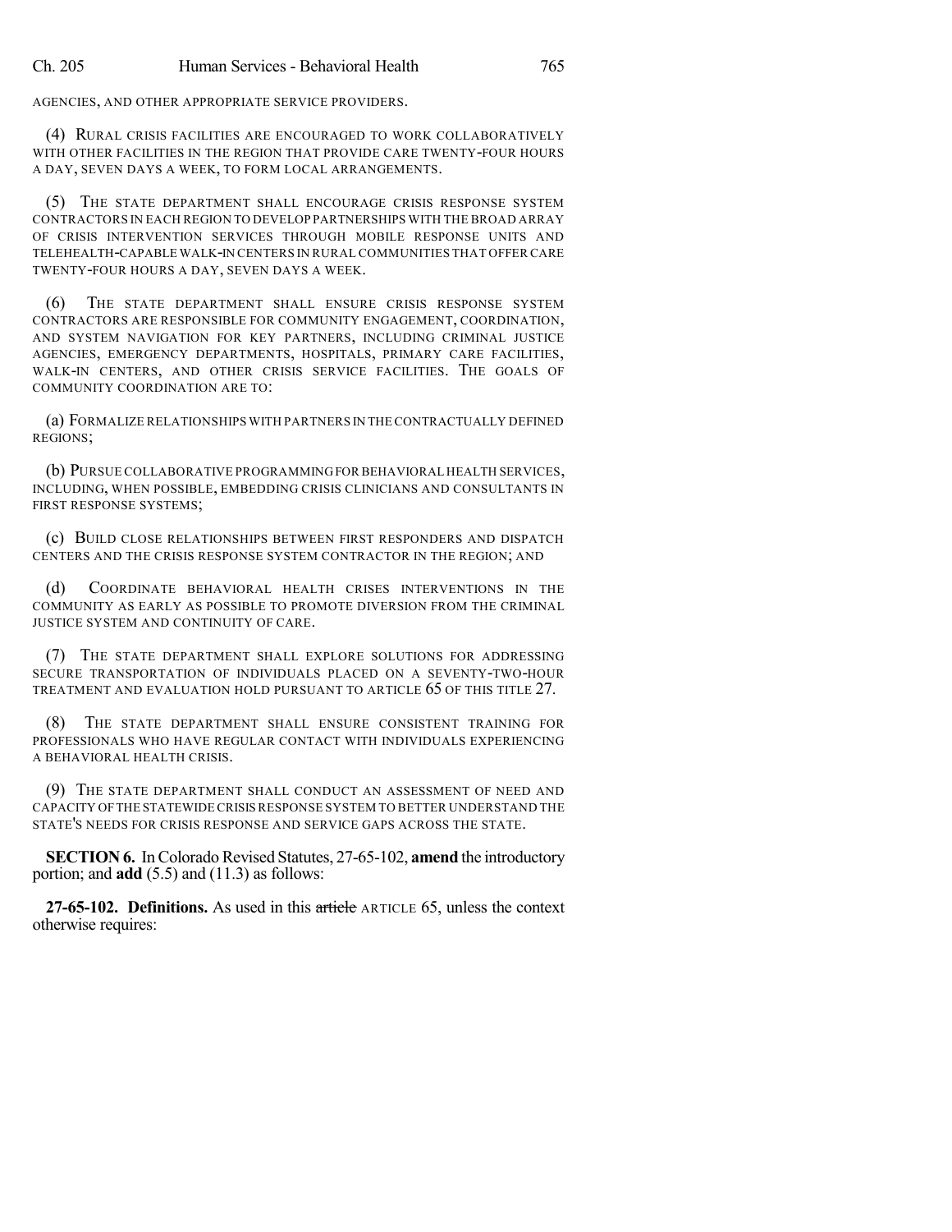AGENCIES, AND OTHER APPROPRIATE SERVICE PROVIDERS.

(4) RURAL CRISIS FACILITIES ARE ENCOURAGED TO WORK COLLABORATIVELY WITH OTHER FACILITIES IN THE REGION THAT PROVIDE CARE TWENTY-FOUR HOURS A DAY, SEVEN DAYS A WEEK, TO FORM LOCAL ARRANGEMENTS.

(5) THE STATE DEPARTMENT SHALL ENCOURAGE CRISIS RESPONSE SYSTEM CONTRACTORS IN EACH REGION TO DEVELOP PARTNERSHIPS WITH THE BROAD ARRAY OF CRISIS INTERVENTION SERVICES THROUGH MOBILE RESPONSE UNITS AND TELEHEALTH-CAPABLE WALK-IN CENTERS IN RURAL COMMUNITIES THAT OFFER CARE TWENTY-FOUR HOURS A DAY, SEVEN DAYS A WEEK.

(6) THE STATE DEPARTMENT SHALL ENSURE CRISIS RESPONSE SYSTEM CONTRACTORS ARE RESPONSIBLE FOR COMMUNITY ENGAGEMENT, COORDINATION, AND SYSTEM NAVIGATION FOR KEY PARTNERS, INCLUDING CRIMINAL JUSTICE AGENCIES, EMERGENCY DEPARTMENTS, HOSPITALS, PRIMARY CARE FACILITIES, WALK-IN CENTERS, AND OTHER CRISIS SERVICE FACILITIES. THE GOALS OF COMMUNITY COORDINATION ARE TO:

(a) FORMALIZE RELATIONSHIPS WITH PARTNERS IN THE CONTRACTUALLY DEFINED REGIONS;

(b) PURSUE COLLABORATIVE PROGRAMMING FOR BEHAVIORAL HEALTH SERVICES, INCLUDING, WHEN POSSIBLE, EMBEDDING CRISIS CLINICIANS AND CONSULTANTS IN FIRST RESPONSE SYSTEMS;

(c) BUILD CLOSE RELATIONSHIPS BETWEEN FIRST RESPONDERS AND DISPATCH CENTERS AND THE CRISIS RESPONSE SYSTEM CONTRACTOR IN THE REGION; AND

(d) COORDINATE BEHAVIORAL HEALTH CRISES INTERVENTIONS IN THE COMMUNITY AS EARLY AS POSSIBLE TO PROMOTE DIVERSION FROM THE CRIMINAL JUSTICE SYSTEM AND CONTINUITY OF CARE.

(7) THE STATE DEPARTMENT SHALL EXPLORE SOLUTIONS FOR ADDRESSING SECURE TRANSPORTATION OF INDIVIDUALS PLACED ON A SEVENTY-TWO-HOUR TREATMENT AND EVALUATION HOLD PURSUANT TO ARTICLE 65 OF THIS TITLE 27.

(8) THE STATE DEPARTMENT SHALL ENSURE CONSISTENT TRAINING FOR PROFESSIONALS WHO HAVE REGULAR CONTACT WITH INDIVIDUALS EXPERIENCING A BEHAVIORAL HEALTH CRISIS.

(9) THE STATE DEPARTMENT SHALL CONDUCT AN ASSESSMENT OF NEED AND CAPACITY OF THE STATEWIDE CRISIS RESPONSE SYSTEM TO BETTER UNDERSTAND THE STATE'S NEEDS FOR CRISIS RESPONSE AND SERVICE GAPS ACROSS THE STATE.

**SECTION 6.** In Colorado Revised Statutes, 27-65-102, **amend** the introductory portion; and **add** (5.5) and (11.3) as follows:

**27-65-102. Definitions.** As used in this ~~article~~ ARTICLE 65, unless the context otherwise requires: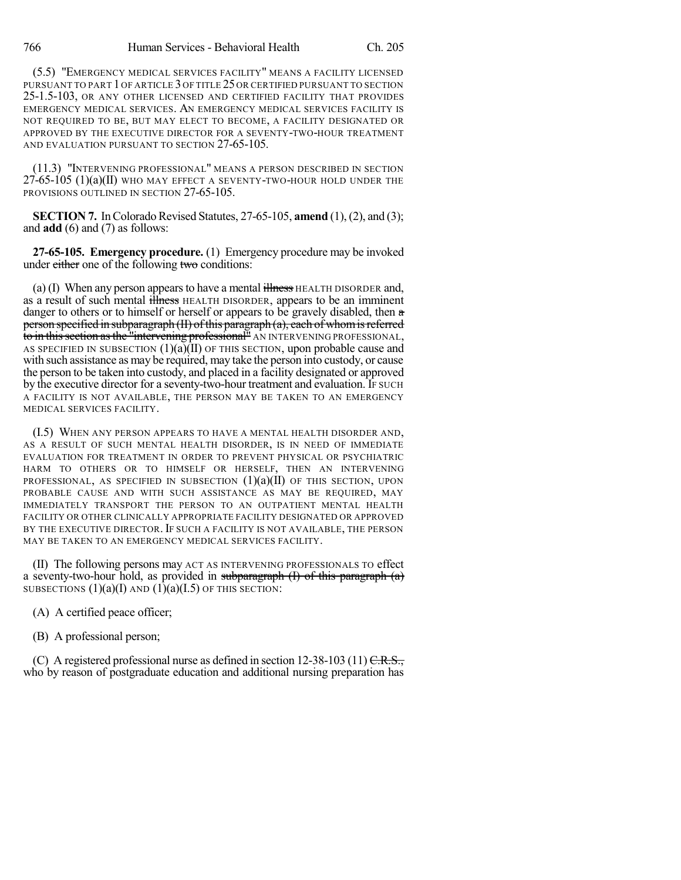(5.5) "EMERGENCY MEDICAL SERVICES FACILITY" MEANS A FACILITY LICENSED PURSUANT TO PART 1 OF ARTICLE 3 OF TITLE 25 OR CERTIFIED PURSUANT TO SECTION 25-1.5-103, OR ANY OTHER LICENSED AND CERTIFIED FACILITY THAT PROVIDES EMERGENCY MEDICAL SERVICES. AN EMERGENCY MEDICAL SERVICES FACILITY IS NOT REQUIRED TO BE, BUT MAY ELECT TO BECOME, A FACILITY DESIGNATED OR APPROVED BY THE EXECUTIVE DIRECTOR FOR A SEVENTY-TWO-HOUR TREATMENT AND EVALUATION PURSUANT TO SECTION 27-65-105.

(11.3) "INTERVENING PROFESSIONAL" MEANS A PERSON DESCRIBED IN SECTION 27-65-105 (1)(a)(II) WHO MAY EFFECT A SEVENTY-TWO-HOUR HOLD UNDER THE PROVISIONS OUTLINED IN SECTION 27-65-105.

**SECTION 7.** In Colorado Revised Statutes, 27-65-105, **amend** (1), (2), and (3); and **add** (6) and (7) as follows:

**27-65-105. Emergency procedure.** (1) Emergency procedure may be invoked under ~~either~~ one of the following ~~two~~ conditions:

(a) (I) When any person appears to have a mental ~~illness~~ HEALTH DISORDER and, as a result of such mental ~~illness~~ HEALTH DISORDER, appears to be an imminent danger to others or to himself or herself or appears to be gravely disabled, then ~~a person specified in subparagraph (II) of this paragraph (a), each of whom is referred to in this section as the "intervening professional"~~ AN INTERVENING PROFESSIONAL, AS SPECIFIED IN SUBSECTION (1)(a)(II) OF THIS SECTION, upon probable cause and with such assistance as may be required, may take the person into custody, or cause the person to be taken into custody, and placed in a facility designated or approved by the executive director for a seventy-two-hour treatment and evaluation. IF SUCH A FACILITY IS NOT AVAILABLE, THE PERSON MAY BE TAKEN TO AN EMERGENCY MEDICAL SERVICES FACILITY.

(I.5) WHEN ANY PERSON APPEARS TO HAVE A MENTAL HEALTH DISORDER AND, AS A RESULT OF SUCH MENTAL HEALTH DISORDER, IS IN NEED OF IMMEDIATE EVALUATION FOR TREATMENT IN ORDER TO PREVENT PHYSICAL OR PSYCHIATRIC HARM TO OTHERS OR TO HIMSELF OR HERSELF, THEN AN INTERVENING PROFESSIONAL, AS SPECIFIED IN SUBSECTION (1)(a)(II) OF THIS SECTION, UPON PROBABLE CAUSE AND WITH SUCH ASSISTANCE AS MAY BE REQUIRED, MAY IMMEDIATELY TRANSPORT THE PERSON TO AN OUTPATIENT MENTAL HEALTH FACILITY OR OTHER CLINICALLY APPROPRIATE FACILITY DESIGNATED OR APPROVED BY THE EXECUTIVE DIRECTOR. IF SUCH A FACILITY IS NOT AVAILABLE, THE PERSON MAY BE TAKEN TO AN EMERGENCY MEDICAL SERVICES FACILITY.

(II) The following persons may ACT AS INTERVENING PROFESSIONALS TO effect a seventy-two-hour hold, as provided in ~~subparagraph (I) of this paragraph (a)~~ SUBSECTIONS (1)(a)(I) AND (1)(a)(I.5) OF THIS SECTION:

(A) A certified peace officer;

(B) A professional person;

(C) A registered professional nurse as defined in section 12-38-103 (11) ~~C.R.S.,~~ who by reason of postgraduate education and additional nursing preparation has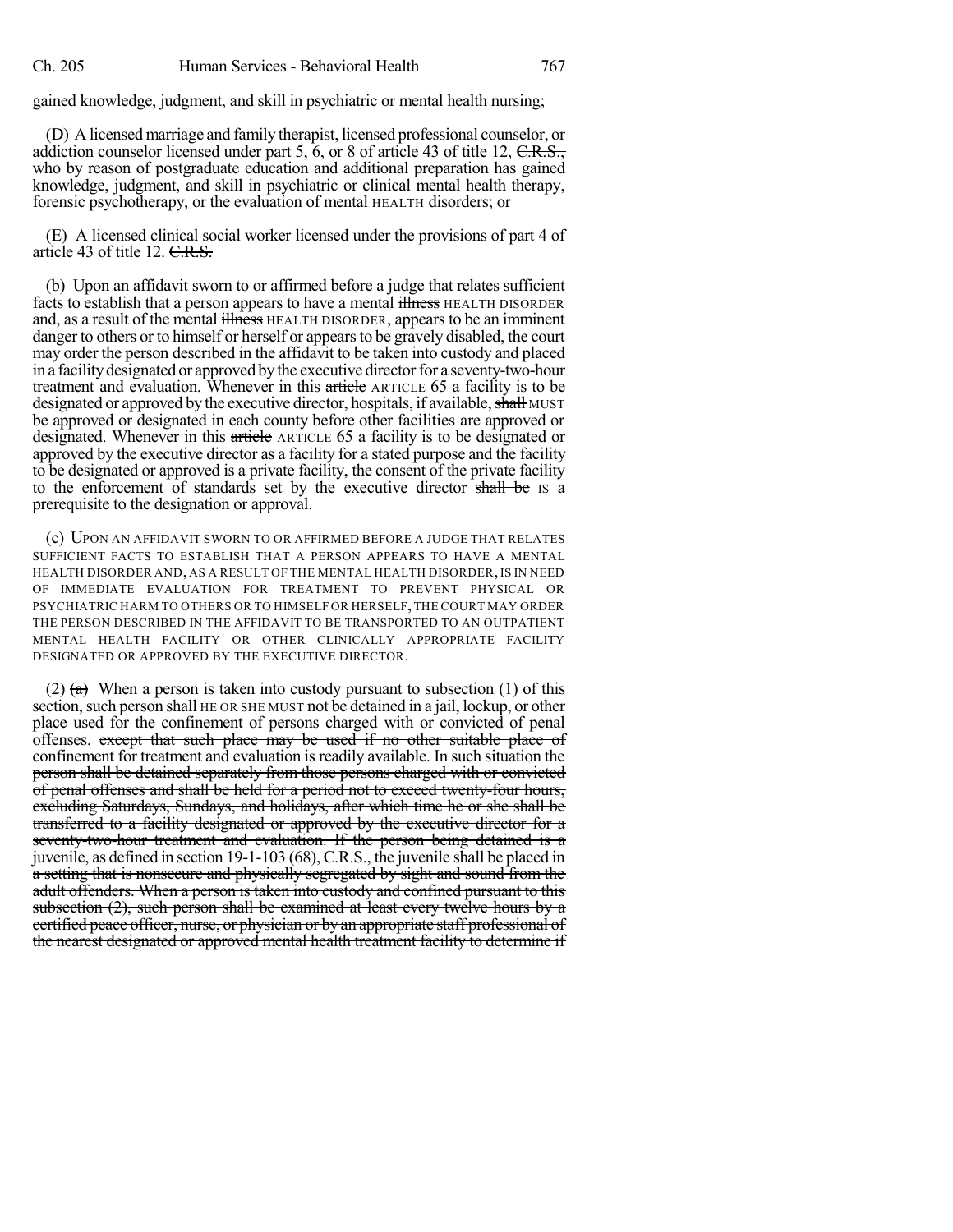gained knowledge, judgment, and skill in psychiatric or mental health nursing;

(D) A licensed marriage and family therapist, licensed professional counselor, or addiction counselor licensed under part 5, 6, or 8 of article 43 of title 12, ~~C.R.S.,~~ who by reason of postgraduate education and additional preparation has gained knowledge, judgment, and skill in psychiatric or clinical mental health therapy, forensic psychotherapy, or the evaluation of mental HEALTH disorders; or

(E) A licensed clinical social worker licensed under the provisions of part 4 of article 43 of title 12. ~~C.R.S.~~

(b) Upon an affidavit sworn to or affirmed before a judge that relates sufficient facts to establish that a person appears to have a mental ~~illness~~ HEALTH DISORDER and, as a result of the mental ~~illness~~ HEALTH DISORDER, appears to be an imminent danger to others or to himself or herself or appears to be gravely disabled, the court may order the person described in the affidavit to be taken into custody and placed in a facility designated or approved by the executive director for a seventy-two-hour treatment and evaluation. Whenever in this ~~article~~ ARTICLE 65 a facility is to be designated or approved by the executive director, hospitals, if available, ~~shall~~ MUST be approved or designated in each county before other facilities are approved or designated. Whenever in this ~~article~~ ARTICLE 65 a facility is to be designated or approved by the executive director as a facility for a stated purpose and the facility to be designated or approved is a private facility, the consent of the private facility to the enforcement of standards set by the executive director ~~shall be~~ IS a prerequisite to the designation or approval.

(c) UPON AN AFFIDAVIT SWORN TO OR AFFIRMED BEFORE A JUDGE THAT RELATES SUFFICIENT FACTS TO ESTABLISH THAT A PERSON APPEARS TO HAVE A MENTAL HEALTH DISORDER AND, AS A RESULT OF THE MENTAL HEALTH DISORDER, IS IN NEED OF IMMEDIATE EVALUATION FOR TREATMENT TO PREVENT PHYSICAL OR PSYCHIATRIC HARM TO OTHERS OR TO HIMSELF OR HERSELF, THE COURT MAY ORDER THE PERSON DESCRIBED IN THE AFFIDAVIT TO BE TRANSPORTED TO AN OUTPATIENT MENTAL HEALTH FACILITY OR OTHER CLINICALLY APPROPRIATE FACILITY DESIGNATED OR APPROVED BY THE EXECUTIVE DIRECTOR.

(2) ~~(a)~~ When a person is taken into custody pursuant to subsection (1) of this section, ~~such person shall~~ HE OR SHE MUST not be detained in a jail, lockup, or other place used for the confinement of persons charged with or convicted of penal offenses. ~~except that such place may be used if no other suitable place of confinement for treatment and evaluation is readily available. In such situation the person shall be detained separately from those persons charged with or convicted of penal offenses and shall be held for a period not to exceed twenty-four hours, excluding Saturdays, Sundays, and holidays, after which time he or she shall be transferred to a facility designated or approved by the executive director for a seventy-two-hour treatment and evaluation. If the person being detained is a juvenile, as defined in section 19-1-103 (68), C.R.S., the juvenile shall be placed in a setting that is nonsecure and physically segregated by sight and sound from the adult offenders. When a person is taken into custody and confined pursuant to this subsection (2), such person shall be examined at least every twelve hours by a certified peace officer, nurse, or physician or by an appropriate staff professional of the nearest designated or approved mental health treatment facility to determine if~~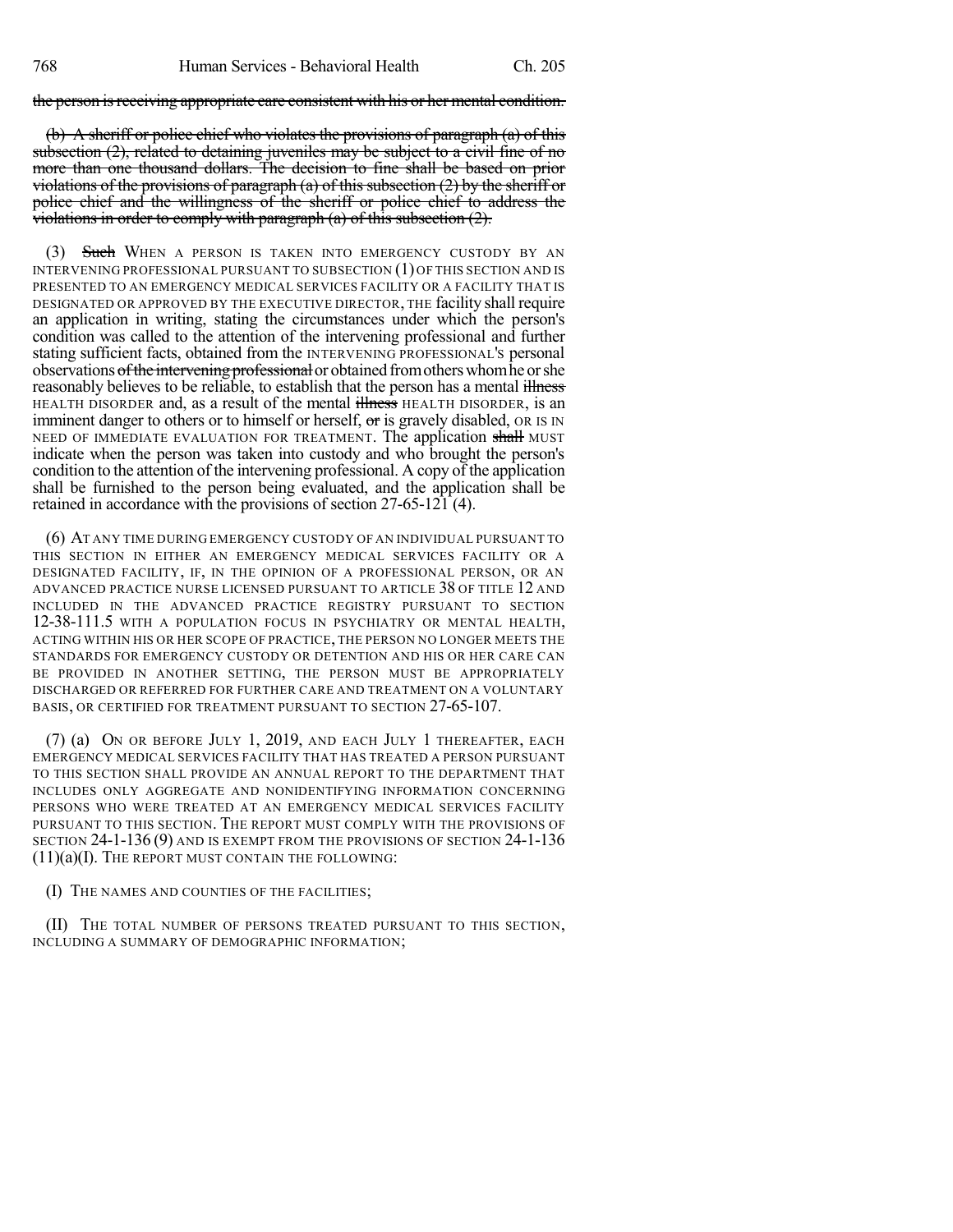~~the person is receiving appropriate care consistent with his or her mental condition.~~

~~(b) A sheriff or police chief who violates the provisions of paragraph (a) of this subsection (2), related to detaining juveniles may be subject to a civil fine of no more than one thousand dollars. The decision to fine shall be based on prior violations of the provisions of paragraph (a) of this subsection (2) by the sheriff or police chief and the willingness of the sheriff or police chief to address the violations in order to comply with paragraph (a) of this subsection (2).~~

(3) ~~Such~~ WHEN A PERSON IS TAKEN INTO EMERGENCY CUSTODY BY AN INTERVENING PROFESSIONAL PURSUANT TO SUBSECTION (1) OF THIS SECTION AND IS PRESENTED TO AN EMERGENCY MEDICAL SERVICES FACILITY OR A FACILITY THAT IS DESIGNATED OR APPROVED BY THE EXECUTIVE DIRECTOR, THE facility shall require an application in writing, stating the circumstances under which the person's condition was called to the attention of the intervening professional and further stating sufficient facts, obtained from the INTERVENING PROFESSIONAL'S personal observations ~~of the intervening professional~~ or obtained from others whom he or she reasonably believes to be reliable, to establish that the person has a mental ~~illness~~ HEALTH DISORDER and, as a result of the mental ~~illness~~ HEALTH DISORDER, is an imminent danger to others or to himself or herself, ~~or~~ is gravely disabled, OR IS IN NEED OF IMMEDIATE EVALUATION FOR TREATMENT. The application ~~shall~~ MUST indicate when the person was taken into custody and who brought the person's condition to the attention of the intervening professional. A copy of the application shall be furnished to the person being evaluated, and the application shall be retained in accordance with the provisions of section 27-65-121 (4).

(6) AT ANY TIME DURING EMERGENCY CUSTODY OF AN INDIVIDUAL PURSUANT TO THIS SECTION IN EITHER AN EMERGENCY MEDICAL SERVICES FACILITY OR A DESIGNATED FACILITY, IF, IN THE OPINION OF A PROFESSIONAL PERSON, OR AN ADVANCED PRACTICE NURSE LICENSED PURSUANT TO ARTICLE 38 OF TITLE 12 AND INCLUDED IN THE ADVANCED PRACTICE REGISTRY PURSUANT TO SECTION 12-38-111.5 WITH A POPULATION FOCUS IN PSYCHIATRY OR MENTAL HEALTH, ACTING WITHIN HIS OR HER SCOPE OF PRACTICE, THE PERSON NO LONGER MEETS THE STANDARDS FOR EMERGENCY CUSTODY OR DETENTION AND HIS OR HER CARE CAN BE PROVIDED IN ANOTHER SETTING, THE PERSON MUST BE APPROPRIATELY DISCHARGED OR REFERRED FOR FURTHER CARE AND TREATMENT ON A VOLUNTARY BASIS, OR CERTIFIED FOR TREATMENT PURSUANT TO SECTION 27-65-107.

(7) (a) ON OR BEFORE JULY 1, 2019, AND EACH JULY 1 THEREAFTER, EACH EMERGENCY MEDICAL SERVICES FACILITY THAT HAS TREATED A PERSON PURSUANT TO THIS SECTION SHALL PROVIDE AN ANNUAL REPORT TO THE DEPARTMENT THAT INCLUDES ONLY AGGREGATE AND NONIDENTIFYING INFORMATION CONCERNING PERSONS WHO WERE TREATED AT AN EMERGENCY MEDICAL SERVICES FACILITY PURSUANT TO THIS SECTION. THE REPORT MUST COMPLY WITH THE PROVISIONS OF SECTION 24-1-136 (9) AND IS EXEMPT FROM THE PROVISIONS OF SECTION 24-1-136 (11)(a)(I). THE REPORT MUST CONTAIN THE FOLLOWING:

(I) THE NAMES AND COUNTIES OF THE FACILITIES;

(II) THE TOTAL NUMBER OF PERSONS TREATED PURSUANT TO THIS SECTION, INCLUDING A SUMMARY OF DEMOGRAPHIC INFORMATION;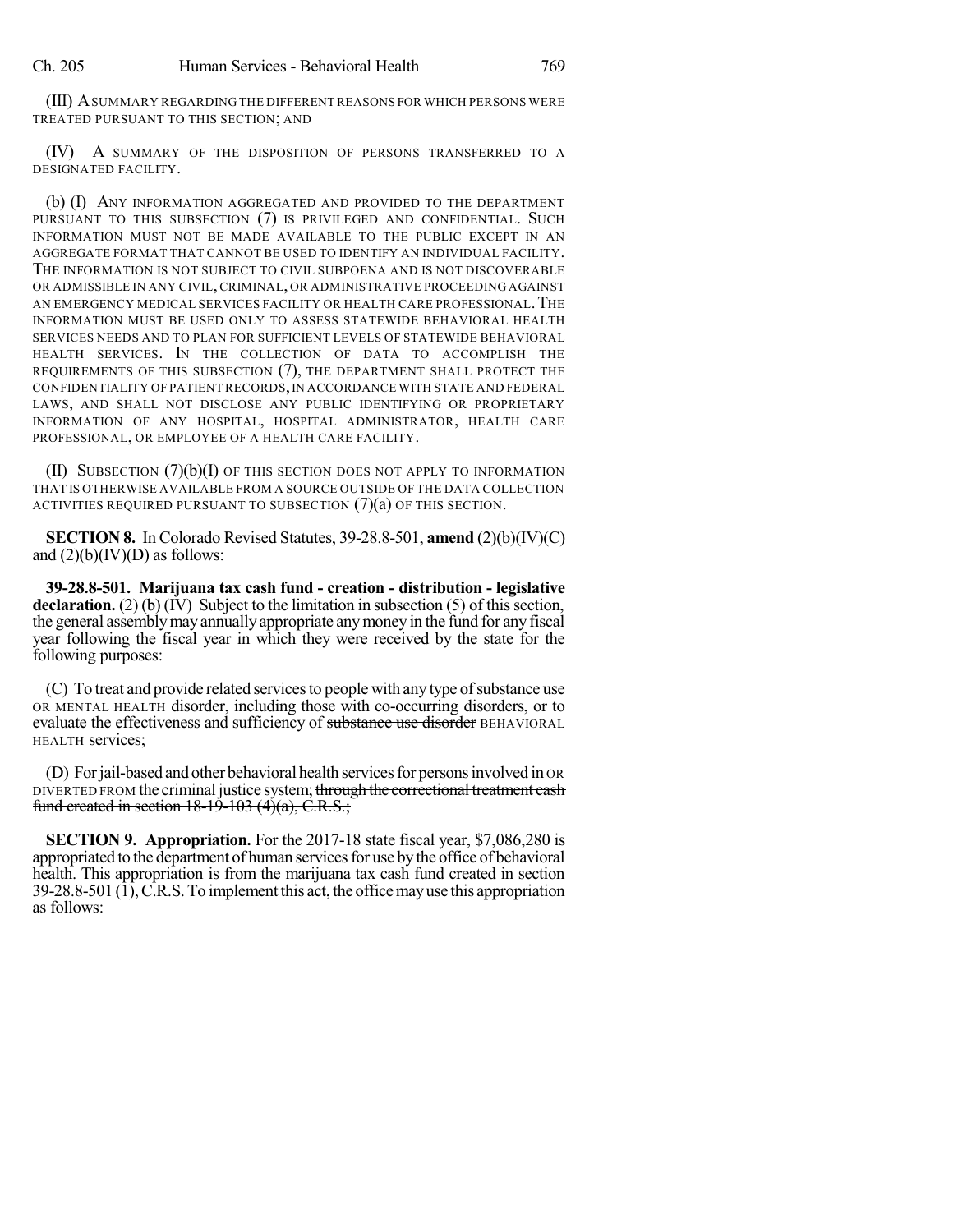(III) A SUMMARY REGARDING THE DIFFERENT REASONS FOR WHICH PERSONS WERE TREATED PURSUANT TO THIS SECTION; AND

(IV) A SUMMARY OF THE DISPOSITION OF PERSONS TRANSFERRED TO A DESIGNATED FACILITY.

(b) (I) ANY INFORMATION AGGREGATED AND PROVIDED TO THE DEPARTMENT PURSUANT TO THIS SUBSECTION (7) IS PRIVILEGED AND CONFIDENTIAL. SUCH INFORMATION MUST NOT BE MADE AVAILABLE TO THE PUBLIC EXCEPT IN AN AGGREGATE FORMAT THAT CANNOT BE USED TO IDENTIFY AN INDIVIDUAL FACILITY. THE INFORMATION IS NOT SUBJECT TO CIVIL SUBPOENA AND IS NOT DISCOVERABLE OR ADMISSIBLE IN ANY CIVIL, CRIMINAL, OR ADMINISTRATIVE PROCEEDING AGAINST AN EMERGENCY MEDICAL SERVICES FACILITY OR HEALTH CARE PROFESSIONAL. THE INFORMATION MUST BE USED ONLY TO ASSESS STATEWIDE BEHAVIORAL HEALTH SERVICES NEEDS AND TO PLAN FOR SUFFICIENT LEVELS OF STATEWIDE BEHAVIORAL HEALTH SERVICES. IN THE COLLECTION OF DATA TO ACCOMPLISH THE REQUIREMENTS OF THIS SUBSECTION (7), THE DEPARTMENT SHALL PROTECT THE CONFIDENTIALITY OF PATIENT RECORDS, IN ACCORDANCE WITH STATE AND FEDERAL LAWS, AND SHALL NOT DISCLOSE ANY PUBLIC IDENTIFYING OR PROPRIETARY INFORMATION OF ANY HOSPITAL, HOSPITAL ADMINISTRATOR, HEALTH CARE PROFESSIONAL, OR EMPLOYEE OF A HEALTH CARE FACILITY.

(II) SUBSECTION (7)(b)(I) OF THIS SECTION DOES NOT APPLY TO INFORMATION THAT IS OTHERWISE AVAILABLE FROM A SOURCE OUTSIDE OF THE DATA COLLECTION ACTIVITIES REQUIRED PURSUANT TO SUBSECTION (7)(a) OF THIS SECTION.

**SECTION 8.** In Colorado Revised Statutes, 39-28.8-501, **amend** (2)(b)(IV)(C) and (2)(b)(IV)(D) as follows:

**39-28.8-501. Marijuana tax cash fund - creation - distribution - legislative declaration.** (2) (b) (IV) Subject to the limitation in subsection (5) of this section, the general assembly may annually appropriate any money in the fund for any fiscal year following the fiscal year in which they were received by the state for the following purposes:

(C) To treat and provide related services to people with any type of substance use OR MENTAL HEALTH disorder, including those with co-occurring disorders, or to evaluate the effectiveness and sufficiency of ~~substance use disorder~~ BEHAVIORAL HEALTH services;

(D) For jail-based and other behavioral health services for persons involved in OR DIVERTED FROM the criminal justice system; ~~through the correctional treatment cash fund created in section 18-19-103 (4)(a), C.R.S.;~~

**SECTION 9. Appropriation.** For the 2017-18 state fiscal year, $7,086,280 is appropriated to the department of human services for use by the office of behavioral health. This appropriation is from the marijuana tax cash fund created in section 39-28.8-501 (1), C.R.S. To implement this act, the office may use this appropriation as follows: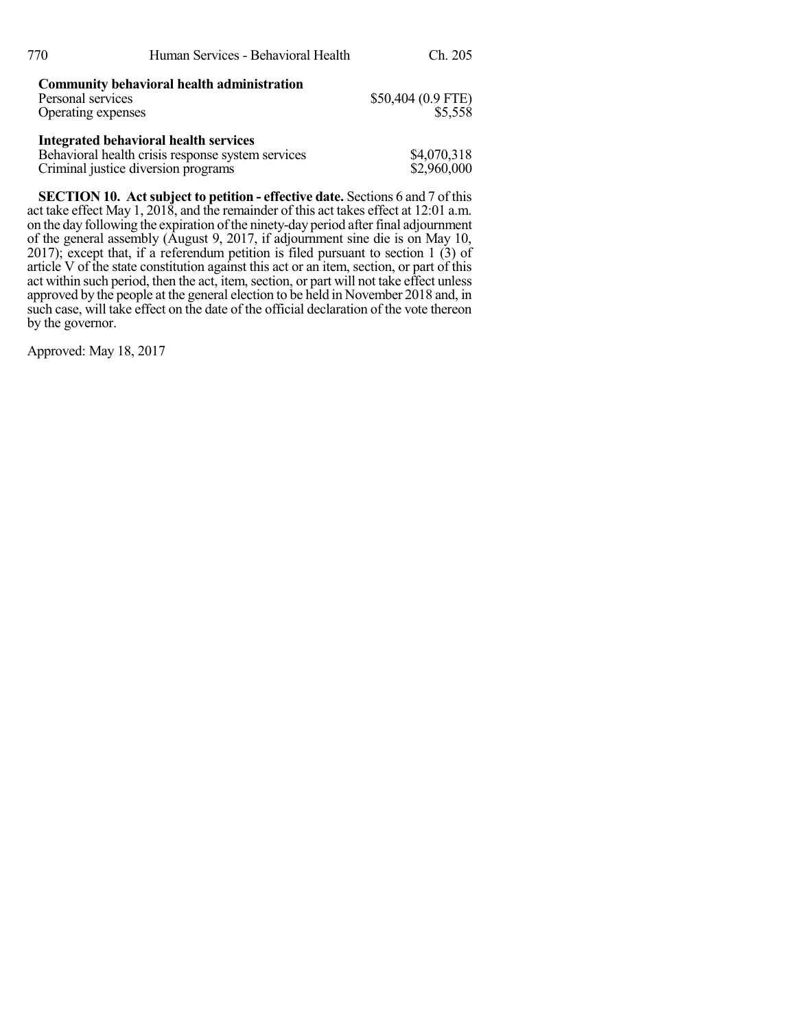| | |
|---|---|
| **Community behavioral health administration** | |
| Personal services | $50,404 (0.9 FTE) |
| Operating expenses | $5,558 |
| **Integrated behavioral health services** | |
| Behavioral health crisis response system services | $4,070,318 |
| Criminal justice diversion programs | $2,960,000 |

**SECTION 10. Act subject to petition - effective date.** Sections 6 and 7 of this act take effect May 1, 2018, and the remainder of this act takes effect at 12:01 a.m. on the day following the expiration of the ninety-day period after final adjournment of the general assembly (August 9, 2017, if adjournment sine die is on May 10, 2017); except that, if a referendum petition is filed pursuant to section 1 (3) of article V of the state constitution against this act or an item, section, or part of this act within such period, then the act, item, section, or part will not take effect unless approved by the people at the general election to be held in November 2018 and, in such case, will take effect on the date of the official declaration of the vote thereon by the governor.

Approved: May 18, 2017